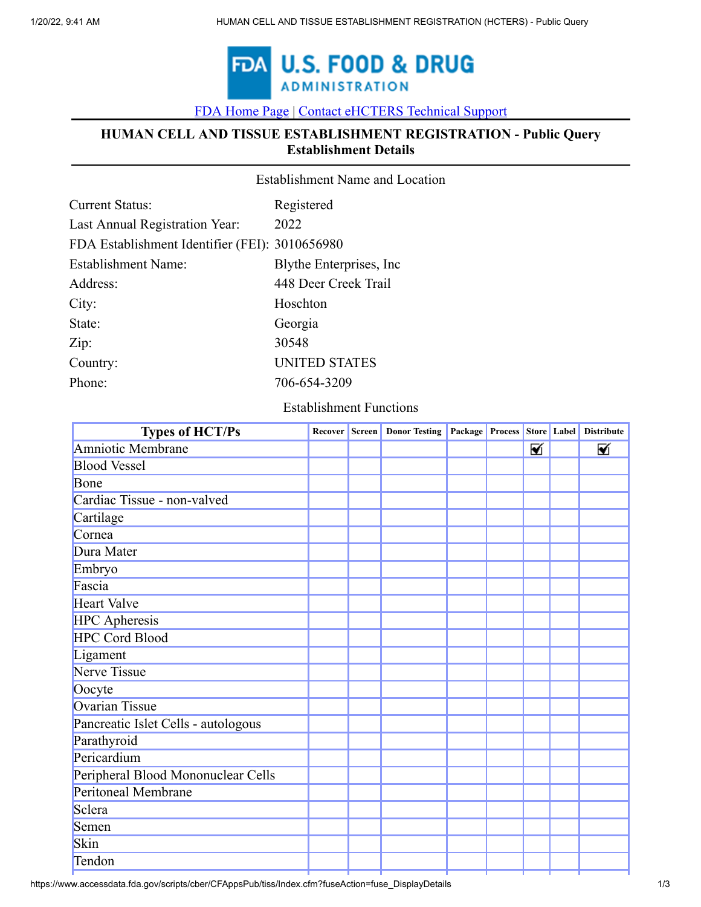FDA U.S. FOOD & DRUG ADMINISTRATION

FDA Home Page | Contact eHCTERS Technical Support

## HUMAN CELL AND TISSUE ESTABLISHMENT REGISTRATION - Public Query
## Establishment Details

Establishment Name and Location

| | |
|---|---|
| Current Status: | Registered |
| Last Annual Registration Year: | 2022 |
| FDA Establishment Identifier (FEI): | 3010656980 |
| Establishment Name: | Blythe Enterprises, Inc |
| Address: | 448 Deer Creek Trail |
| City: | Hoschton |
| State: | Georgia |
| Zip: | 30548 |
| Country: | UNITED STATES |
| Phone: | 706-654-3209 |

Establishment Functions

| Types of HCT/Ps | Recover | Screen | Donor Testing | Package | Process | Store | Label | Distribute |
|---|---|---|---|---|---|---|---|---|
| Amniotic Membrane | | | | | | ☑ | | ☑ |
| Blood Vessel | | | | | | | | |
| Bone | | | | | | | | |
| Cardiac Tissue - non-valved | | | | | | | | |
| Cartilage | | | | | | | | |
| Cornea | | | | | | | | |
| Dura Mater | | | | | | | | |
| Embryo | | | | | | | | |
| Fascia | | | | | | | | |
| Heart Valve | | | | | | | | |
| HPC Apheresis | | | | | | | | |
| HPC Cord Blood | | | | | | | | |
| Ligament | | | | | | | | |
| Nerve Tissue | | | | | | | | |
| Oocyte | | | | | | | | |
| Ovarian Tissue | | | | | | | | |
| Pancreatic Islet Cells - autologous | | | | | | | | |
| Parathyroid | | | | | | | | |
| Pericardium | | | | | | | | |
| Peripheral Blood Mononuclear Cells | | | | | | | | |
| Peritoneal Membrane | | | | | | | | |
| Sclera | | | | | | | | |
| Semen | | | | | | | | |
| Skin | | | | | | | | |
| Tendon | | | | | | | | |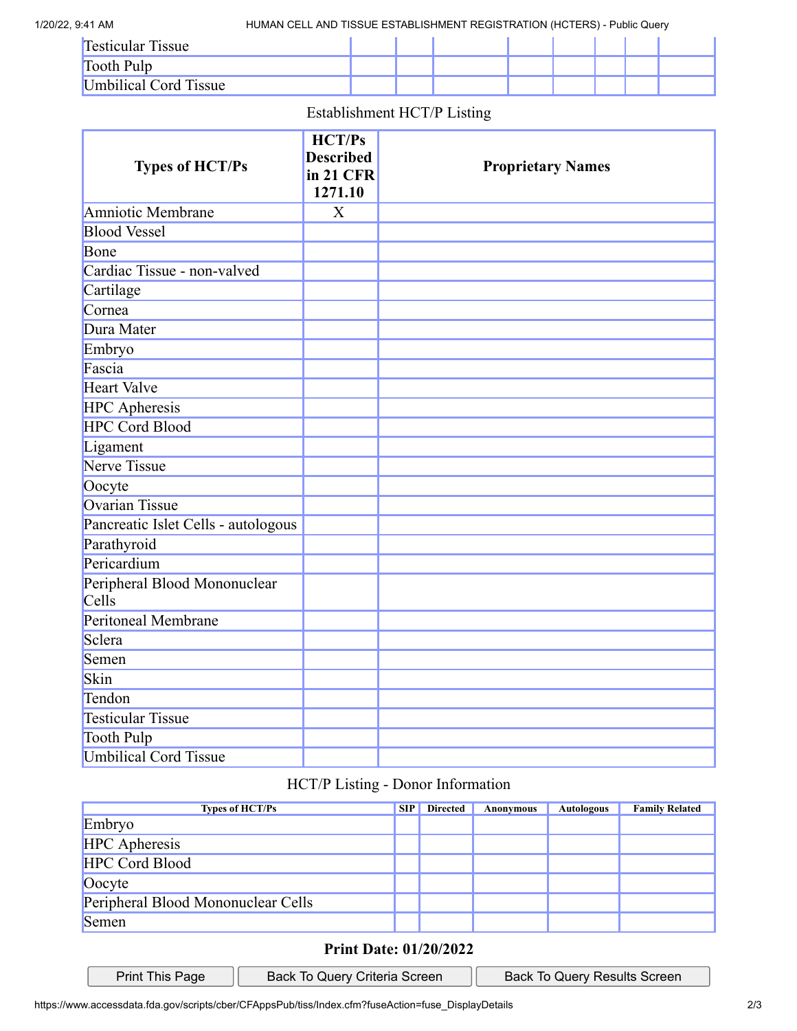| Testicular Tissue | | | | | | | | |
|---|---|---|---|---|---|---|---|---|
| Tooth Pulp | | | | | | | | |
| Umbilical Cord Tissue | | | | | | | | |

Establishment HCT/P Listing

| Types of HCT/Ps | HCT/Ps Described in 21 CFR 1271.10 | Proprietary Names |
|---|---|---|
| Amniotic Membrane | X | |
| Blood Vessel | | |
| Bone | | |
| Cardiac Tissue - non-valved | | |
| Cartilage | | |
| Cornea | | |
| Dura Mater | | |
| Embryo | | |
| Fascia | | |
| Heart Valve | | |
| HPC Apheresis | | |
| HPC Cord Blood | | |
| Ligament | | |
| Nerve Tissue | | |
| Oocyte | | |
| Ovarian Tissue | | |
| Pancreatic Islet Cells - autologous | | |
| Parathyroid | | |
| Pericardium | | |
| Peripheral Blood Mononuclear Cells | | |
| Peritoneal Membrane | | |
| Sclera | | |
| Semen | | |
| Skin | | |
| Tendon | | |
| Testicular Tissue | | |
| Tooth Pulp | | |
| Umbilical Cord Tissue | | |

HCT/P Listing - Donor Information

| Types of HCT/Ps | SIP | Directed | Anonymous | Autologous | Family Related |
|---|---|---|---|---|---|
| Embryo | | | | | |
| HPC Apheresis | | | | | |
| HPC Cord Blood | | | | | |
| Oocyte | | | | | |
| Peripheral Blood Mononuclear Cells | | | | | |
| Semen | | | | | |

**Print Date: 01/20/2022**

Print This Page | Back To Query Criteria Screen | Back To Query Results Screen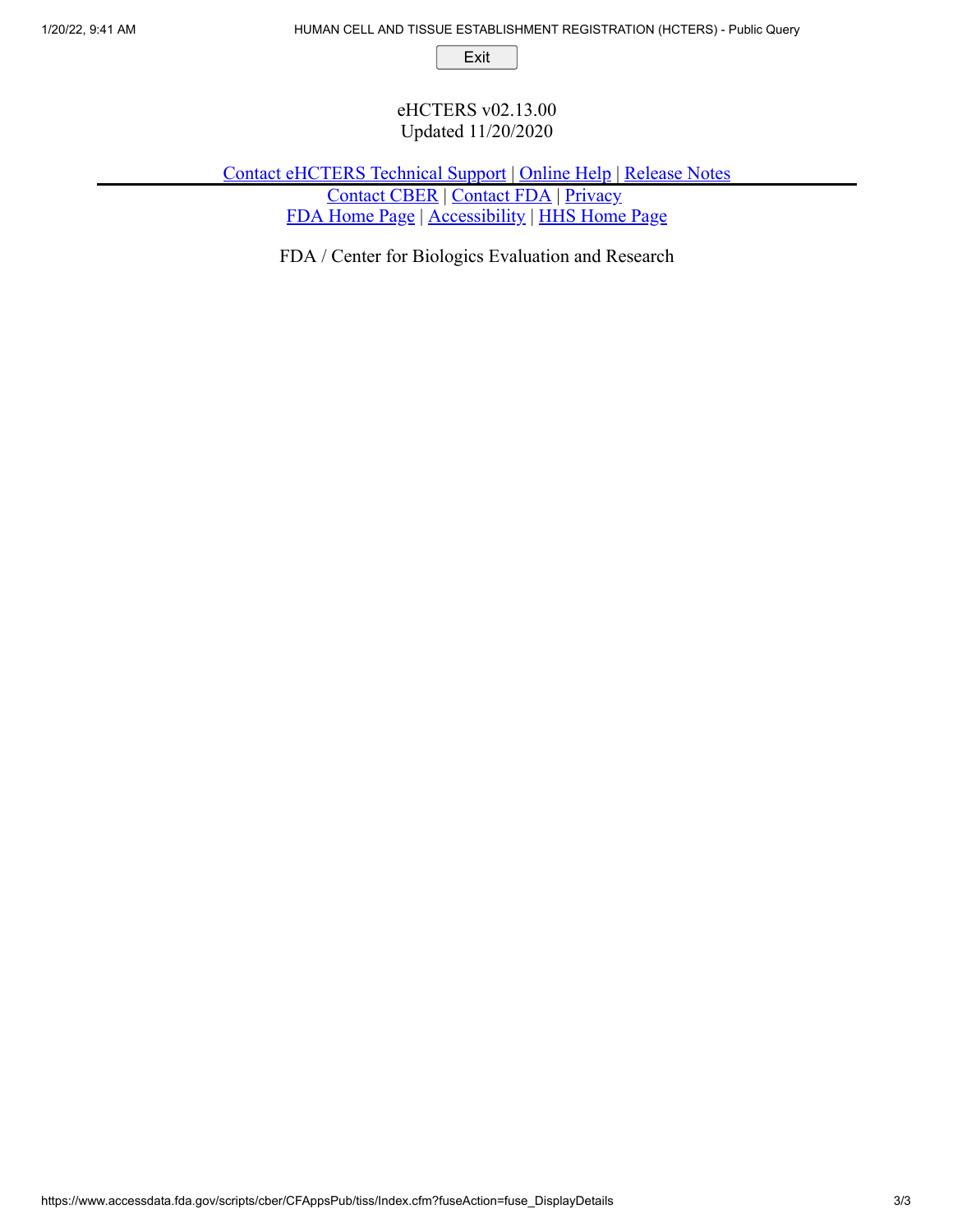Exit

eHCTERS v02.13.00
Updated 11/20/2020

Contact eHCTERS Technical Support | Online Help | Release Notes

---

Contact CBER | Contact FDA | Privacy
FDA Home Page | Accessibility | HHS Home Page

FDA / Center for Biologics Evaluation and Research